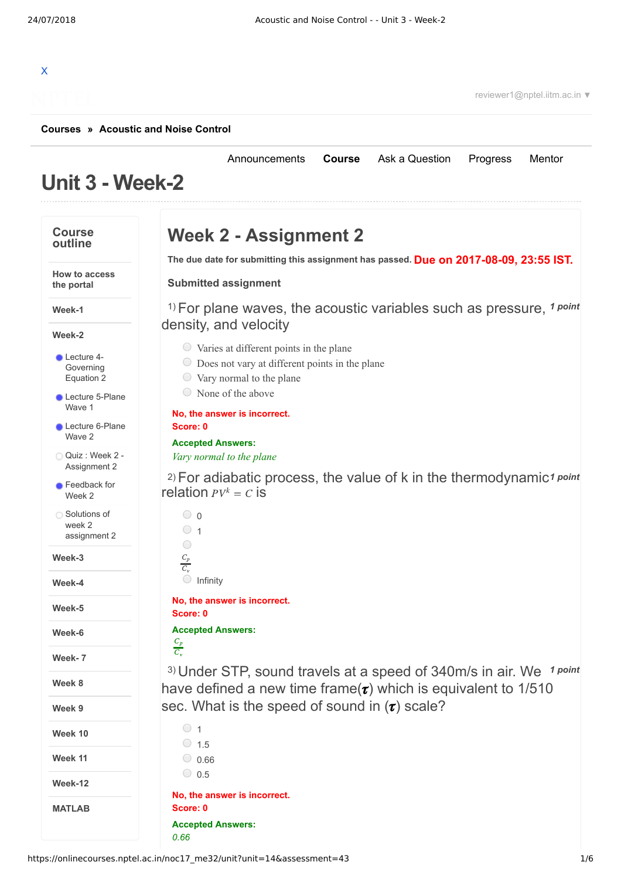X

reviewer1@nptel.iitm.ac.in ▼

**Courses » Acoustic and Noise Control**

Announcements **Course** Ask a Question Progress Mentor

# Unit 3 - Week-2

**Course outline**

- How to access the portal
- Week-1
- Week-2
  - Lecture 4-Governing Equation 2
  - Lecture 5-Plane Wave 1
  - Lecture 6-Plane Wave 2
  - Quiz : Week 2 - Assignment 2
  - Feedback for Week 2
  - Solutions of week 2 assignment 2
- Week-3
- Week-4
- Week-5
- Week-6
- Week- 7
- Week 8
- Week 9
- Week 10
- Week 11
- Week-12
- MATLAB

## Week 2 - Assignment 2

**The due date for submitting this assignment has passed.** **Due on 2017-08-09, 23:55 IST.**

**Submitted assignment**

1) For plane waves, the acoustic variables such as pressure, density, and velocity *1 point*

- Varies at different points in the plane
- Does not vary at different points in the plane
- Vary normal to the plane
- None of the above

**No, the answer is incorrect.**
**Score: 0**

**Accepted Answers:**
*Vary normal to the plane*

2) For adiabatic process, the value of k in the thermodynamic relation $PV^k = C$ is *1 point*

- 0
- 1
- $\frac{C_p}{C_v}$
- Infinity

**No, the answer is incorrect.**
**Score: 0**

**Accepted Answers:**
$\frac{C_p}{C_v}$

3) Under STP, sound travels at a speed of 340m/s in air. We have defined a new time frame($\tau$) which is equivalent to 1/510 sec. What is the speed of sound in ($\tau$) scale? *1 point*

- 1
- 1.5
- 0.66
- 0.5

**No, the answer is incorrect.**
**Score: 0**

**Accepted Answers:**
*0.66*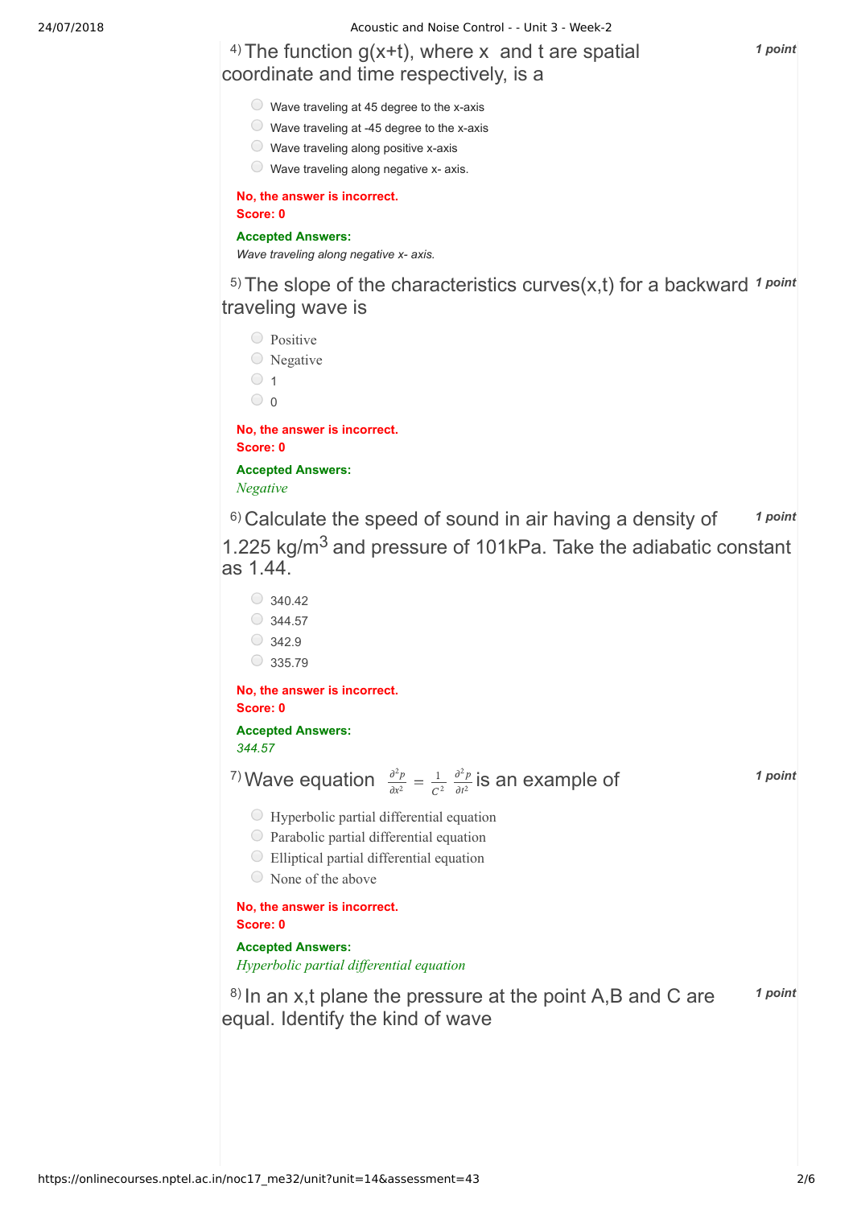4) The function g(x+t), where x and t are spatial coordinate and time respectively, is a

**1 point**

- Wave traveling at 45 degree to the x-axis
- Wave traveling at -45 degree to the x-axis
- Wave traveling along positive x-axis
- Wave traveling along negative x- axis.

**No, the answer is incorrect.**
**Score: 0**

**Accepted Answers:**
*Wave traveling along negative x- axis.*

5) The slope of the characteristics curves(x,t) for a backward traveling wave is

**1 point**

- Positive
- Negative
- 1
- 0

**No, the answer is incorrect.**
**Score: 0**

**Accepted Answers:**
*Negative*

6) Calculate the speed of sound in air having a density of 1.225 kg/m$^3$ and pressure of 101kPa. Take the adiabatic constant as 1.44.

**1 point**

- 340.42
- 344.57
- 342.9
- 335.79

**No, the answer is incorrect.**
**Score: 0**

**Accepted Answers:**
*344.57*

7) Wave equation $\frac{\partial^2 p}{\partial x^2} = \frac{1}{C^2} \frac{\partial^2 p}{\partial t^2}$ is an example of

**1 point**

- Hyperbolic partial differential equation
- Parabolic partial differential equation
- Elliptical partial differential equation
- None of the above

**No, the answer is incorrect.**
**Score: 0**

**Accepted Answers:**
*Hyperbolic partial differential equation*

8) In an x,t plane the pressure at the point A,B and C are equal. Identify the kind of wave

**1 point**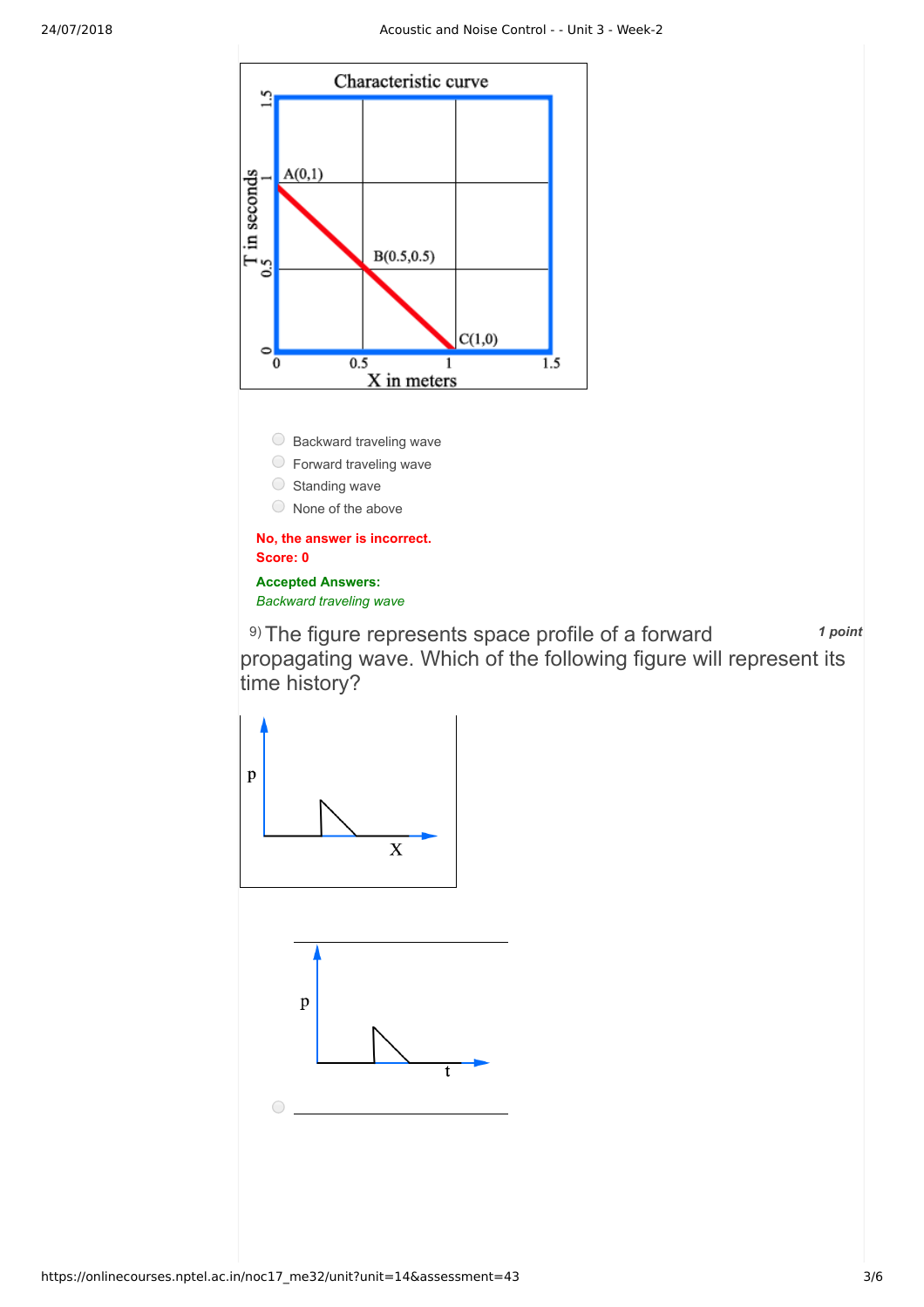Backward traveling wave

Forward traveling wave

Standing wave

None of the above

**No, the answer is incorrect.**
**Score: 0**

**Accepted Answers:**
*Backward traveling wave*

9) The figure represents space profile of a forward propagating wave. Which of the following figure will represent its time history?

*1 point*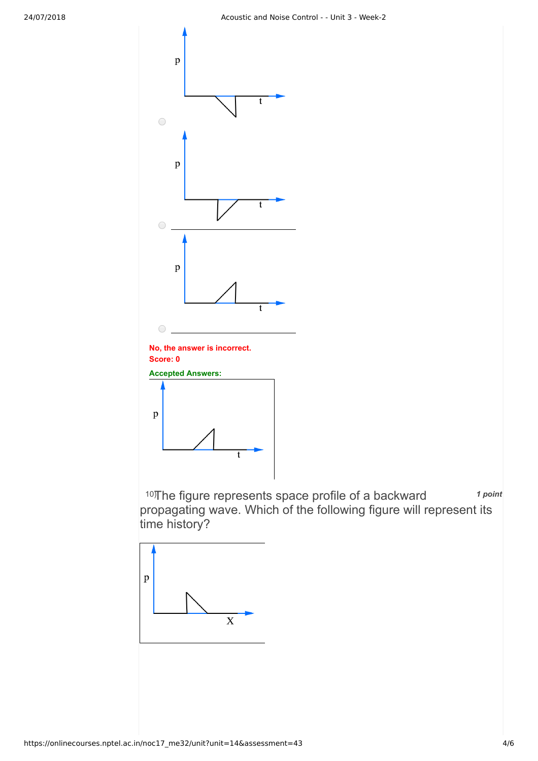p

t

p

t

p

t

**No, the answer is incorrect.**
**Score: 0**

**Accepted Answers:**

p

t

10) The figure represents space profile of a backward propagating wave. Which of the following figure will represent its time history?

*1 point*

p

X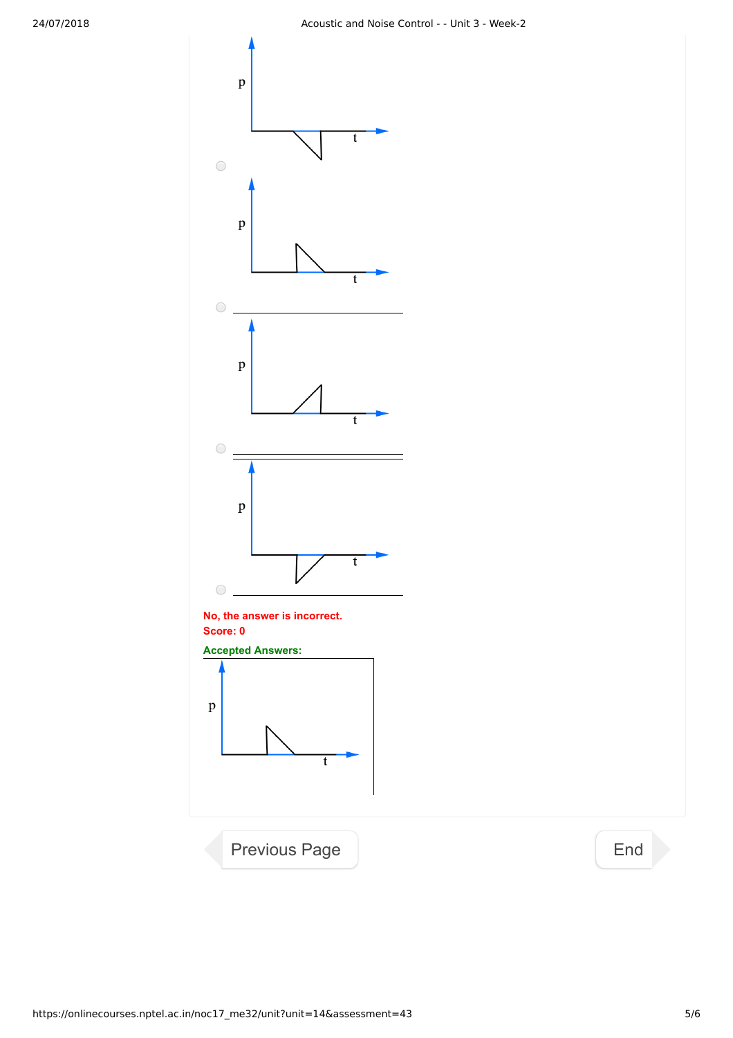p

t

p

t

p

t

p

t

No, the answer is incorrect.
Score: 0

**Accepted Answers:**

p

t

Previous Page

End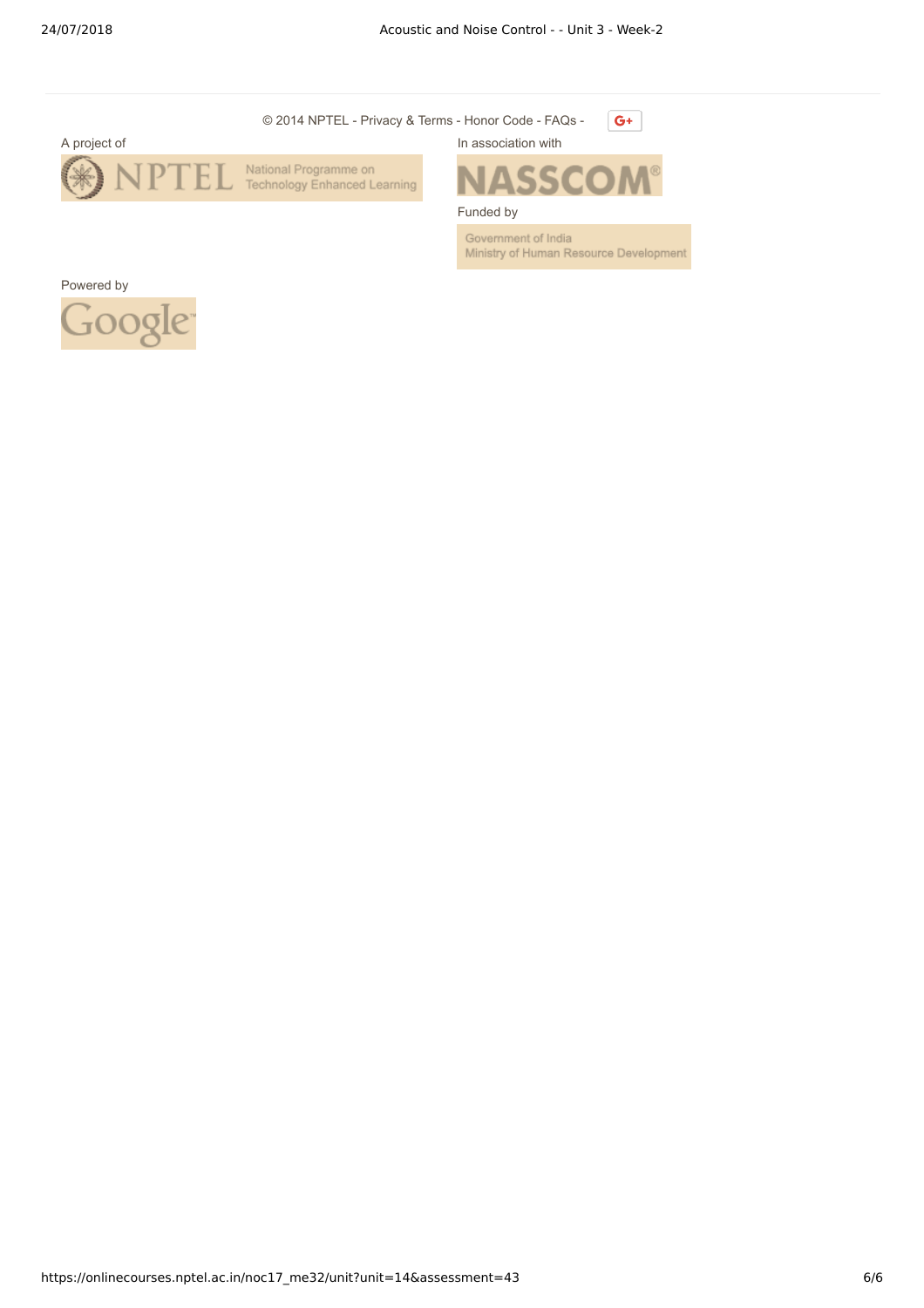© 2014 NPTEL - Privacy & Terms - Honor Code - FAQs -

A project of

NPTEL National Programme on Technology Enhanced Learning

In association with

NASSCOM®

Funded by

Government of India
Ministry of Human Resource Development

Powered by

Google